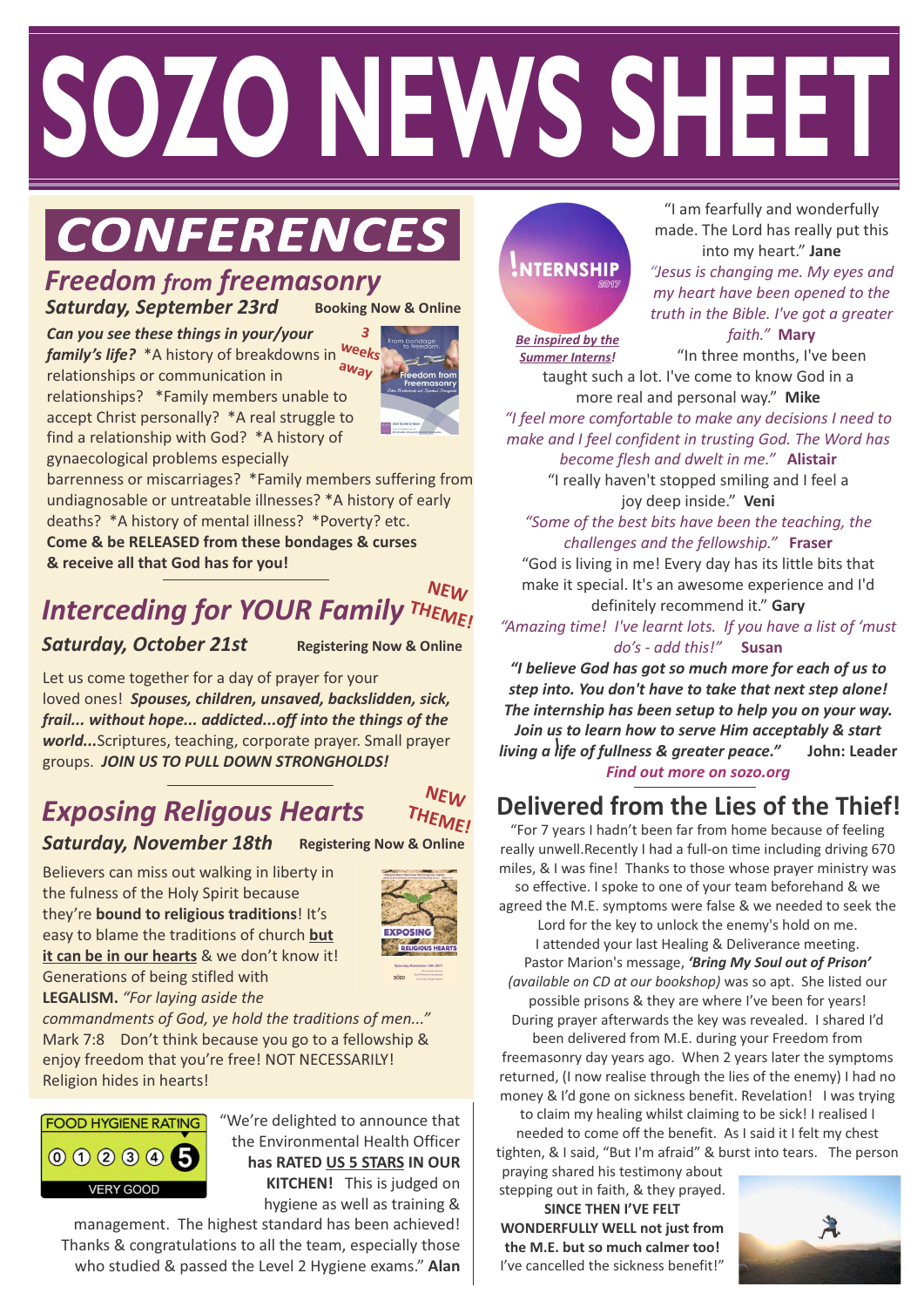# SOZO NEWS SHEET

## CONFERENCES

### *Freedom from freemasonry*

***Saturday, September 23rd*** **Booking Now & Online**

3 weeks away

***Can you see these things in your/your family's life?*** \*A history of breakdowns in relationships or communication in relationships? \*Family members unable to accept Christ personally? \*A real struggle to find a relationship with God? \*A history of gynaecological problems especially barrenness or miscarriages? \*Family members suffering from undiagnosable or untreatable illnesses? \*A history of early deaths? \*A history of mental illness? \*Poverty? etc. **Come & be RELEASED from these bondages & curses & receive all that God has for you!**

### *Interceding for YOUR Family* NEW THEME!

***Saturday, October 21st*** **Registering Now & Online**

Let us come together for a day of prayer for your loved ones! ***Spouses, children, unsaved, backslidden, sick, frail... without hope... addicted...off into the things of the world...*** Scriptures, teaching, corporate prayer. Small prayer groups. ***JOIN US TO PULL DOWN STRONGHOLDS!***

### *Exposing Religous Hearts* NEW THEME!

***Saturday, November 18th*** **Registering Now & Online**

Believers can miss out walking in liberty in the fulness of the Holy Spirit because they're **bound to religious traditions**! It's easy to blame the traditions of church **but it can be in our hearts** & we don't know it! Generations of being stifled with **LEGALISM.** *"For laying aside the commandments of God, ye hold the traditions of men..."* Mark 7:8 Don't think because you go to a fellowship & enjoy freedom that you're free! NOT NECESSARILY! Religion hides in hearts!

FOOD HYGIENE RATING 0 1 2 3 4 5 VERY GOOD

"We're delighted to announce that the Environmental Health Officer **has RATED US 5 STARS IN OUR KITCHEN!** This is judged on hygiene as well as training & management. The highest standard has been achieved! Thanks & congratulations to all the team, especially those who studied & passed the Level 2 Hygiene exams." **Alan**

## INTERNSHIP 2017

***Be inspired by the Summer Interns!***

"I am fearfully and wonderfully made. The Lord has really put this into my heart." **Jane**

*"Jesus is changing me. My eyes and my heart have been opened to the truth in the Bible. I've got a greater faith."* **Mary**

"In three months, I've been taught such a lot. I've come to know God in a more real and personal way." **Mike**

*"I feel more comfortable to make any decisions I need to make and I feel confident in trusting God. The Word has become flesh and dwelt in me."* **Alistair**

"I really haven't stopped smiling and I feel a joy deep inside." **Veni**

*"Some of the best bits have been the teaching, the challenges and the fellowship."* **Fraser**

"God is living in me! Every day has its little bits that make it special. It's an awesome experience and I'd definitely recommend it." **Gary**

*"Amazing time! I've learnt lots. If you have a list of 'must do's - add this!"* **Susan**

***"I believe God has got so much more for each of us to step into. You don't have to take that next step alone! The internship has been setup to help you on your way. Join us to learn how to serve Him acceptably & start living a life of fullness & greater peace."*** **John: Leader**

***Find out more on sozo.org***

## Delivered from the Lies of the Thief!

"For 7 years I hadn't been far from home because of feeling really unwell.Recently I had a full-on time including driving 670 miles, & I was fine! Thanks to those whose prayer ministry was so effective. I spoke to one of your team beforehand & we agreed the M.E. symptoms were false & we needed to seek the Lord for the key to unlock the enemy's hold on me. I attended your last Healing & Deliverance meeting. Pastor Marion's message, ***'Bring My Soul out of Prison'*** *(available on CD at our bookshop)* was so apt. She listed our possible prisons & they are where I've been for years! During prayer afterwards the key was revealed. I shared I'd been delivered from M.E. during your Freedom from freemasonry day years ago. When 2 years later the symptoms returned, (I now realise through the lies of the enemy) I had no money & I'd gone on sickness benefit. Revelation! I was trying to claim my healing whilst claiming to be sick! I realised I needed to come off the benefit. As I said it I felt my chest tighten, & I said, "But I'm afraid" & burst into tears. The person praying shared his testimony about stepping out in faith, & they prayed. **SINCE THEN I'VE FELT WONDERFULLY WELL not just from the M.E. but so much calmer too!** I've cancelled the sickness benefit!"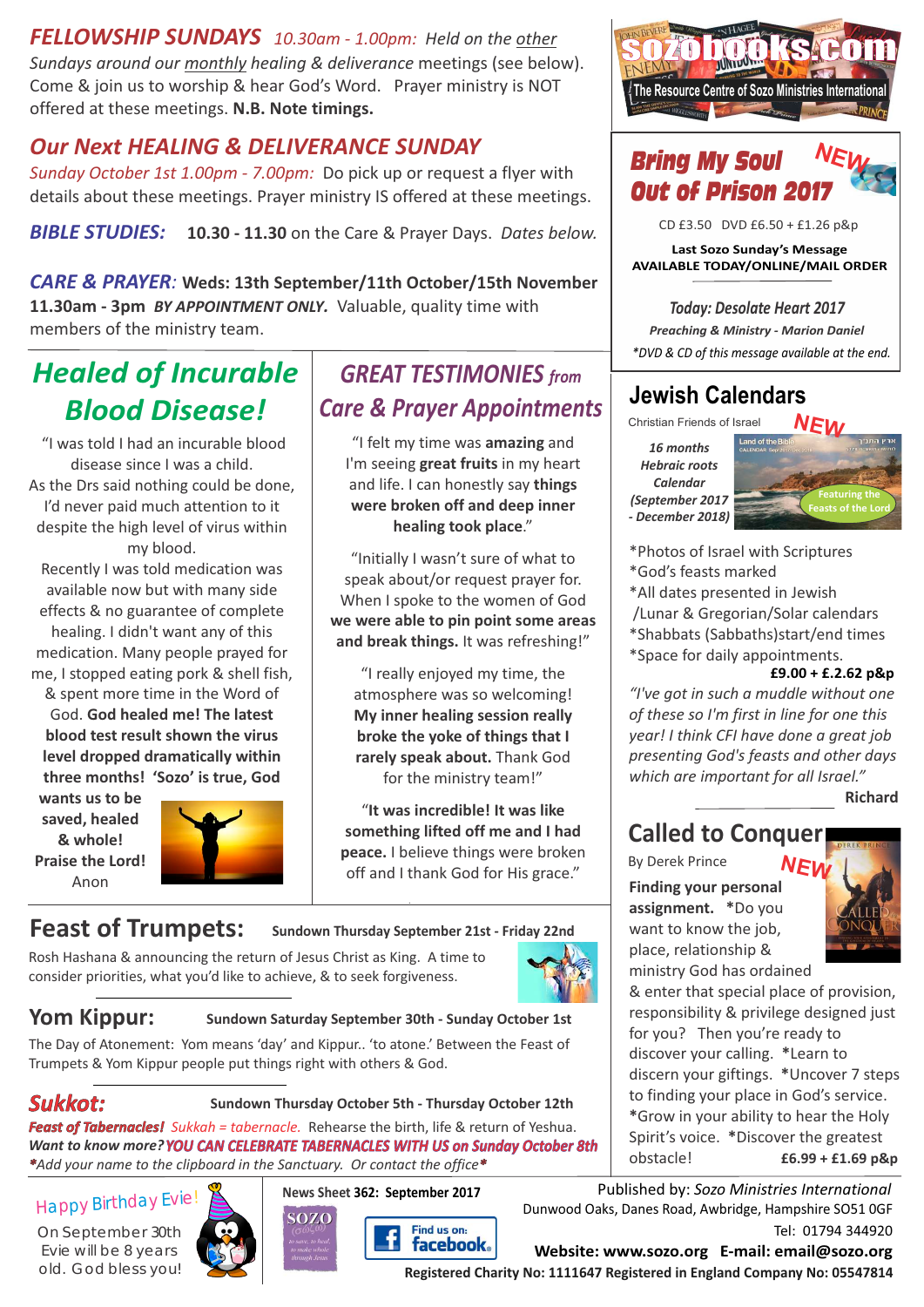## *FELLOWSHIP SUNDAYS* *10.30am - 1.00pm: Held on the other*

*Sundays around our monthly healing & deliverance* meetings (see below). Come & join us to worship & hear God's Word. Prayer ministry is NOT offered at these meetings. **N.B. Note timings.**

## *Our Next HEALING & DELIVERANCE SUNDAY*

*Sunday October 1st 1.00pm - 7.00pm:* Do pick up or request a flyer with details about these meetings. Prayer ministry IS offered at these meetings.

***BIBLE STUDIES:*** **10.30 - 11.30** on the Care & Prayer Days. *Dates below.*

***CARE & PRAYER:*** **Weds: 13th September/11th October/15th November 11.30am - 3pm** ***BY APPOINTMENT ONLY.*** Valuable, quality time with members of the ministry team.

## *Healed of Incurable Blood Disease!*

"I was told I had an incurable blood disease since I was a child. As the Drs said nothing could be done, I'd never paid much attention to it despite the high level of virus within my blood.

Recently I was told medication was available now but with many side effects & no guarantee of complete healing. I didn't want any of this medication. Many people prayed for me, I stopped eating pork & shell fish, & spent more time in the Word of God. **God healed me! The latest blood test result shown the virus level dropped dramatically within three months! 'Sozo' is true, God wants us to be saved, healed & whole! Praise the Lord!**

Anon

## *GREAT TESTIMONIES from Care & Prayer Appointments*

"I felt my time was **amazing** and I'm seeing **great fruits** in my heart and life. I can honestly say **things were broken off and deep inner healing took place**."

"Initially I wasn't sure of what to speak about/or request prayer for. When I spoke to the women of God **we were able to pin point some areas and break things.** It was refreshing!"

"I really enjoyed my time, the atmosphere was so welcoming! **My inner healing session really broke the yoke of things that I rarely speak about.** Thank God for the ministry team!"

"**It was incredible! It was like something lifted off me and I had peace.** I believe things were broken off and I thank God for His grace."

## Feast of Trumpets: Sundown Thursday September 21st - Friday 22nd

Rosh Hashana & announcing the return of Jesus Christ as King. A time to consider priorities, what you'd like to achieve, & to seek forgiveness.

## Yom Kippur: Sundown Saturday September 30th - Sunday October 1st

The Day of Atonement: Yom means 'day' and Kippur.. 'to atone.' Between the Feast of Trumpets & Yom Kippur people put things right with others & God.

## *Sukkot:* Sundown Thursday October 5th - Thursday October 12th

***Feast of Tabernacles!*** *Sukkah = tabernacle.* Rehearse the birth, life & return of Yeshua.
***Want to know more? YOU CAN CELEBRATE TABERNACLES WITH US on Sunday October 8th***
*\*Add your name to the clipboard in the Sanctuary. Or contact the office\**

sozobooks.com
The Resource Centre of Sozo Ministries International

## *Bring My Soul Out of Prison 2017* NEW

CD £3.50 DVD £6.50 + £1.26 p&p

**Last Sozo Sunday's Message AVAILABLE TODAY/ONLINE/MAIL ORDER**

*Today: Desolate Heart 2017*
***Preaching & Ministry - Marion Daniel***
*\*DVD & CD of this message available at the end.*

## Jewish Calendars

Christian Friends of Israel NEW

***16 months Hebraic roots Calendar (September 2017 - December 2018)***

\*Photos of Israel with Scriptures
\*God's feasts marked
\*All dates presented in Jewish /Lunar & Gregorian/Solar calendars
\*Shabbats (Sabbaths)start/end times
\*Space for daily appointments.
**£9.00 + £.2.62 p&p**

*"I've got in such a muddle without one of these so I'm first in line for one this year! I think CFI have done a great job presenting God's feasts and other days which are important for all Israel."*
**Richard**

## Called to Conquer

By Derek Prince NEW

**Finding your personal assignment.** \*Do you want to know the job, place, relationship & ministry God has ordained & enter that special place of provision, responsibility & privilege designed just for you? Then you're ready to discover your calling. \*Learn to discern your giftings. \*Uncover 7 steps to finding your place in God's service. \*Grow in your ability to hear the Holy Spirit's voice. \*Discover the greatest obstacle! **£6.99 + £1.69 p&p**

Happy Birthday Evie!
On September 30th Evie will be 8 years old. God bless you!

**News Sheet 362: September 2017**

Find us on: facebook

Published by: *Sozo Ministries International*
Dunwood Oaks, Danes Road, Awbridge, Hampshire SO51 0GF
Tel: 01794 344920
**Website: www.sozo.org E-mail: email@sozo.org**
**Registered Charity No: 1111647 Registered in England Company No: 05547814**